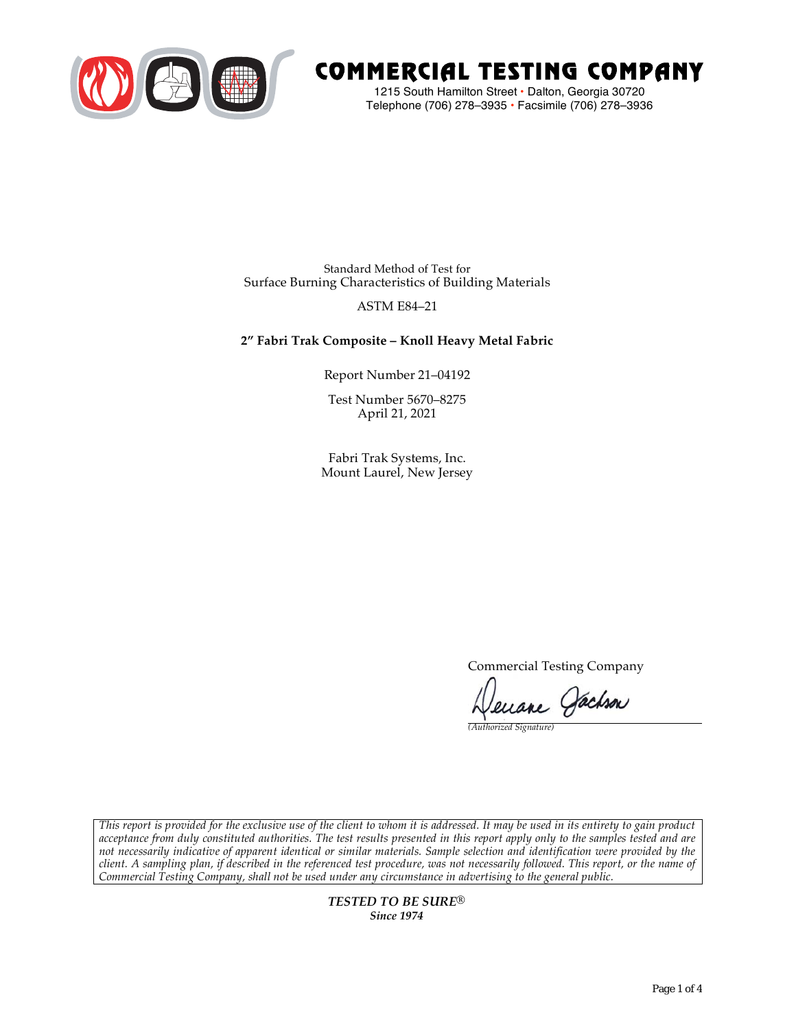# COMMERCIAL TESTING COMPANY

1215 South Hamilton Street • Dalton, Georgia 30720
Telephone (706) 278–3935 • Facsimile (706) 278–3936

Standard Method of Test for
Surface Burning Characteristics of Building Materials

ASTM E84–21

**2" Fabri Trak Composite – Knoll Heavy Metal Fabric**

Report Number 21–04192

Test Number 5670–8275
April 21, 2021

Fabri Trak Systems, Inc.
Mount Laurel, New Jersey

Commercial Testing Company

Deeane Jackson
*(Authorized Signature)*

*This report is provided for the exclusive use of the client to whom it is addressed. It may be used in its entirety to gain product acceptance from duly constituted authorities. The test results presented in this report apply only to the samples tested and are not necessarily indicative of apparent identical or similar materials. Sample selection and identification were provided by the client. A sampling plan, if described in the referenced test procedure, was not necessarily followed. This report, or the name of Commercial Testing Company, shall not be used under any circumstance in advertising to the general public.*

***TESTED TO BE SURE®***
***Since 1974***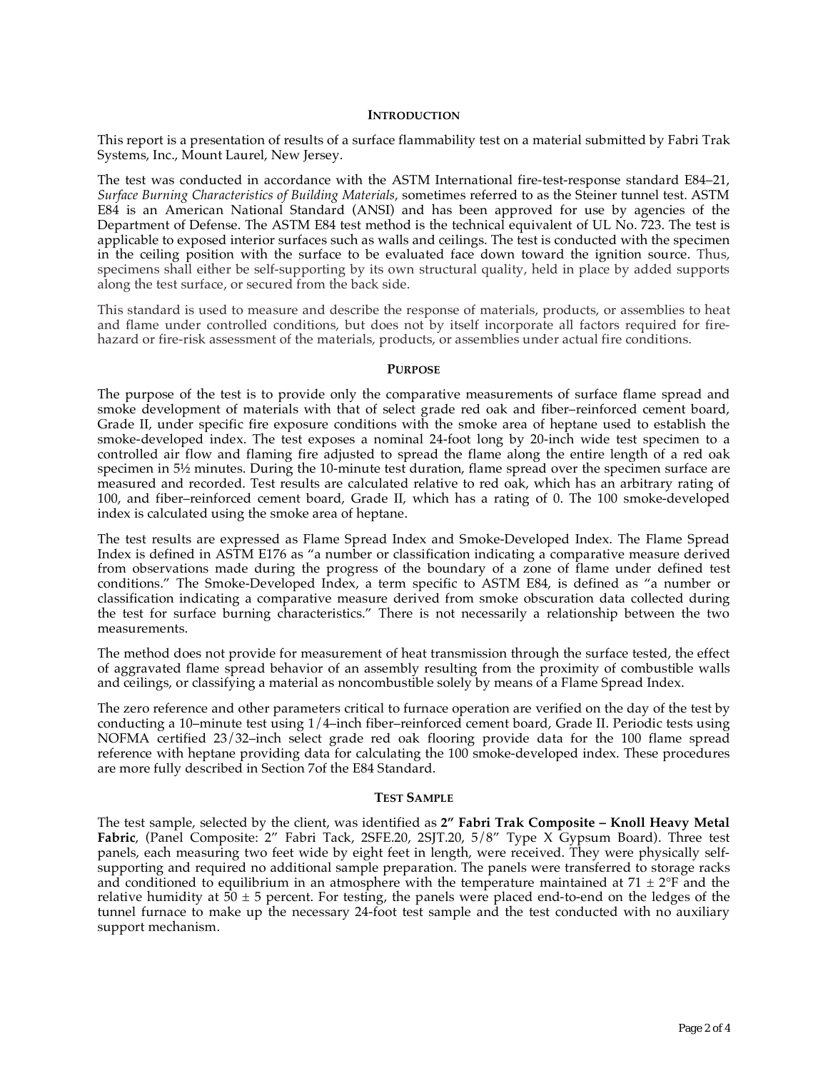## INTRODUCTION

This report is a presentation of results of a surface flammability test on a material submitted by Fabri Trak Systems, Inc., Mount Laurel, New Jersey.

The test was conducted in accordance with the ASTM International fire-test-response standard E84–21, *Surface Burning Characteristics of Building Materials*, sometimes referred to as the Steiner tunnel test. ASTM E84 is an American National Standard (ANSI) and has been approved for use by agencies of the Department of Defense. The ASTM E84 test method is the technical equivalent of UL No. 723. The test is applicable to exposed interior surfaces such as walls and ceilings. The test is conducted with the specimen in the ceiling position with the surface to be evaluated face down toward the ignition source. Thus, specimens shall either be self-supporting by its own structural quality, held in place by added supports along the test surface, or secured from the back side.

This standard is used to measure and describe the response of materials, products, or assemblies to heat and flame under controlled conditions, but does not by itself incorporate all factors required for fire-hazard or fire-risk assessment of the materials, products, or assemblies under actual fire conditions.

## PURPOSE

The purpose of the test is to provide only the comparative measurements of surface flame spread and smoke development of materials with that of select grade red oak and fiber–reinforced cement board, Grade II, under specific fire exposure conditions with the smoke area of heptane used to establish the smoke-developed index. The test exposes a nominal 24-foot long by 20-inch wide test specimen to a controlled air flow and flaming fire adjusted to spread the flame along the entire length of a red oak specimen in 5½ minutes. During the 10-minute test duration, flame spread over the specimen surface are measured and recorded. Test results are calculated relative to red oak, which has an arbitrary rating of 100, and fiber–reinforced cement board, Grade II, which has a rating of 0. The 100 smoke-developed index is calculated using the smoke area of heptane.

The test results are expressed as Flame Spread Index and Smoke-Developed Index. The Flame Spread Index is defined in ASTM E176 as "a number or classification indicating a comparative measure derived from observations made during the progress of the boundary of a zone of flame under defined test conditions." The Smoke-Developed Index, a term specific to ASTM E84, is defined as "a number or classification indicating a comparative measure derived from smoke obscuration data collected during the test for surface burning characteristics." There is not necessarily a relationship between the two measurements.

The method does not provide for measurement of heat transmission through the surface tested, the effect of aggravated flame spread behavior of an assembly resulting from the proximity of combustible walls and ceilings, or classifying a material as noncombustible solely by means of a Flame Spread Index.

The zero reference and other parameters critical to furnace operation are verified on the day of the test by conducting a 10–minute test using 1/4–inch fiber–reinforced cement board, Grade II. Periodic tests using NOFMA certified 23/32–inch select grade red oak flooring provide data for the 100 flame spread reference with heptane providing data for calculating the 100 smoke-developed index. These procedures are more fully described in Section 7of the E84 Standard.

## TEST SAMPLE

The test sample, selected by the client, was identified as **2" Fabri Trak Composite – Knoll Heavy Metal Fabric**, (Panel Composite: 2" Fabri Tack, 2SFE.20, 2SJT.20, 5/8" Type X Gypsum Board). Three test panels, each measuring two feet wide by eight feet in length, were received. They were physically self-supporting and required no additional sample preparation. The panels were transferred to storage racks and conditioned to equilibrium in an atmosphere with the temperature maintained at 71 ± 2°F and the relative humidity at 50 ± 5 percent. For testing, the panels were placed end-to-end on the ledges of the tunnel furnace to make up the necessary 24-foot test sample and the test conducted with no auxiliary support mechanism.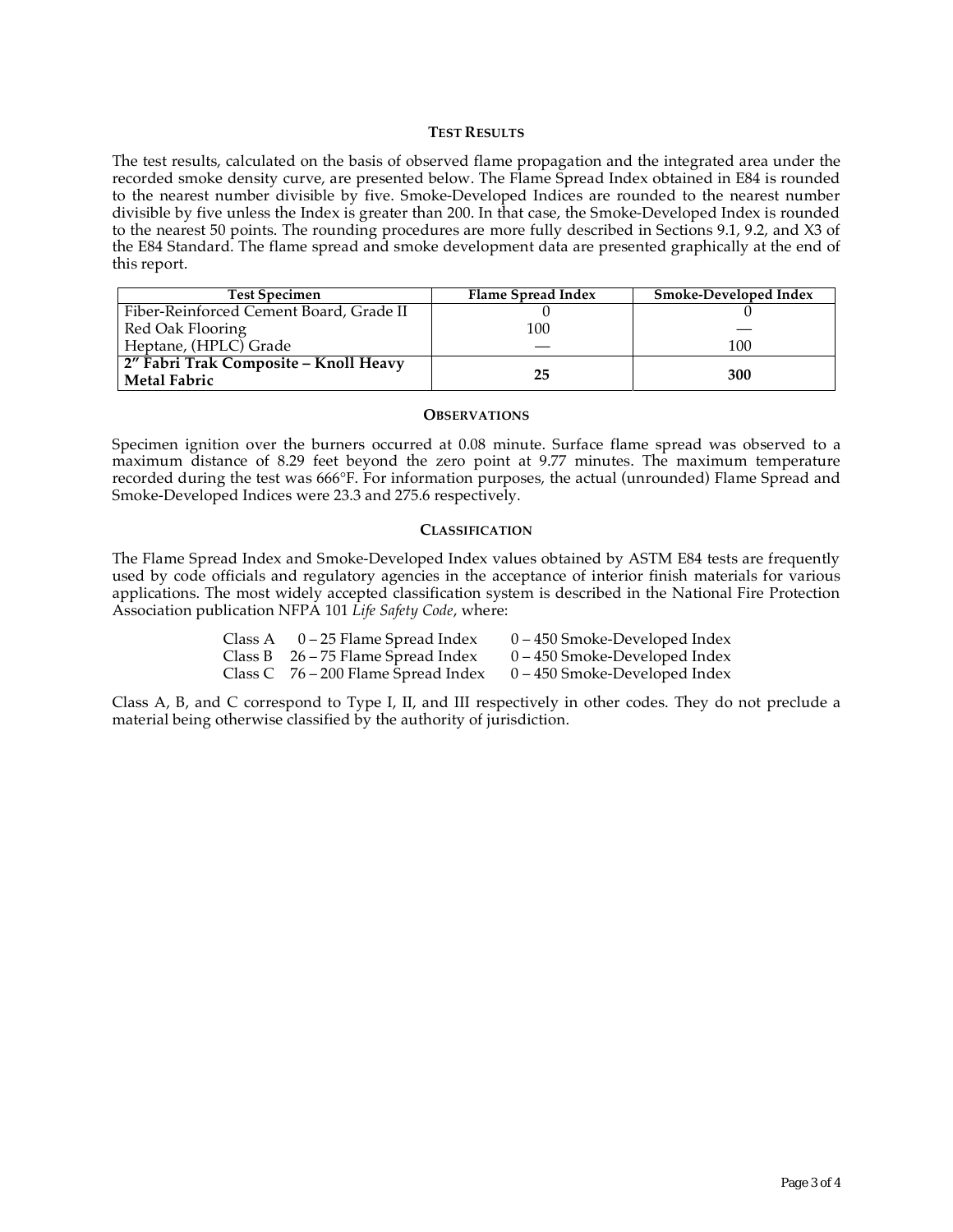## TEST RESULTS

The test results, calculated on the basis of observed flame propagation and the integrated area under the recorded smoke density curve, are presented below. The Flame Spread Index obtained in E84 is rounded to the nearest number divisible by five. Smoke-Developed Indices are rounded to the nearest number divisible by five unless the Index is greater than 200. In that case, the Smoke-Developed Index is rounded to the nearest 50 points. The rounding procedures are more fully described in Sections 9.1, 9.2, and X3 of the E84 Standard. The flame spread and smoke development data are presented graphically at the end of this report.

| Test Specimen | Flame Spread Index | Smoke-Developed Index |
|---|---|---|
| Fiber-Reinforced Cement Board, Grade II | 0 | 0 |
| Red Oak Flooring | 100 | — |
| Heptane, (HPLC) Grade | — | 100 |
| **2" Fabri Trak Composite – Knoll Heavy Metal Fabric** | **25** | **300** |

## OBSERVATIONS

Specimen ignition over the burners occurred at 0.08 minute. Surface flame spread was observed to a maximum distance of 8.29 feet beyond the zero point at 9.77 minutes. The maximum temperature recorded during the test was 666°F. For information purposes, the actual (unrounded) Flame Spread and Smoke-Developed Indices were 23.3 and 275.6 respectively.

## CLASSIFICATION

The Flame Spread Index and Smoke-Developed Index values obtained by ASTM E84 tests are frequently used by code officials and regulatory agencies in the acceptance of interior finish materials for various applications. The most widely accepted classification system is described in the National Fire Protection Association publication NFPA 101 *Life Safety Code*, where:

| | | |
|---|---|---|
| Class A | 0 – 25 Flame Spread Index | 0 – 450 Smoke-Developed Index |
| Class B | 26 – 75 Flame Spread Index | 0 – 450 Smoke-Developed Index |
| Class C | 76 – 200 Flame Spread Index | 0 – 450 Smoke-Developed Index |

Class A, B, and C correspond to Type I, II, and III respectively in other codes. They do not preclude a material being otherwise classified by the authority of jurisdiction.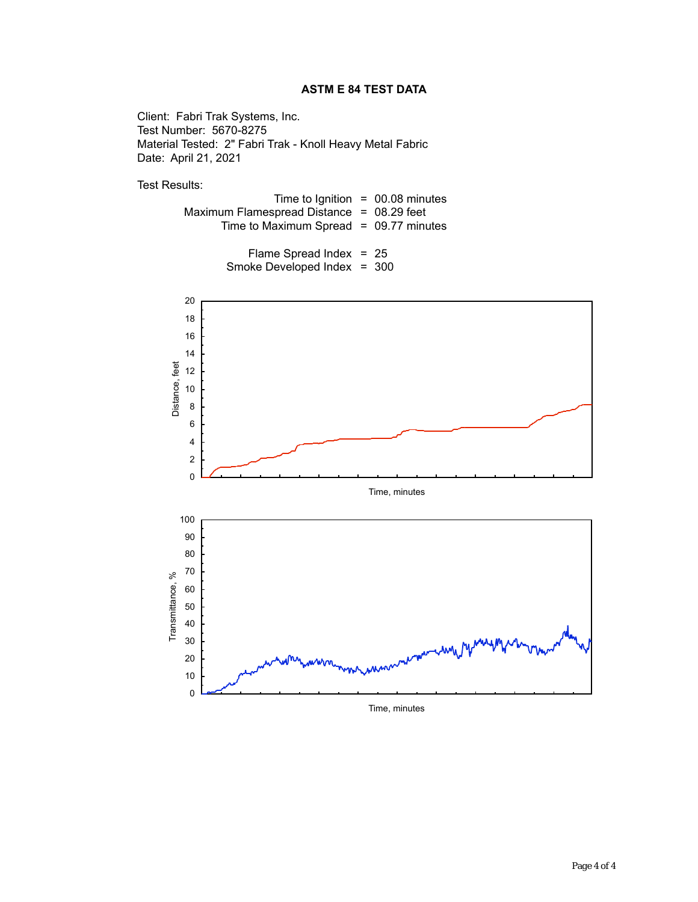# ASTM E 84 TEST DATA

Client: Fabri Trak Systems, Inc.
Test Number: 5670-8275
Material Tested: 2" Fabri Trak - Knoll Heavy Metal Fabric
Date: April 21, 2021

Test Results:

| | | |
|---|---|---|
| Time to Ignition | = | 00.08 minutes |
| Maximum Flamespread Distance | = | 08.29 feet |
| Time to Maximum Spread | = | 09.77 minutes |
| Flame Spread Index | = | 25 |
| Smoke Developed Index | = | 300 |

Distance, feet

20
18
16
14
12
10
8
6
4
2
0

Time, minutes

Transmittance, %

100
90
80
70
60
50
40
30
20
10
0

Time, minutes